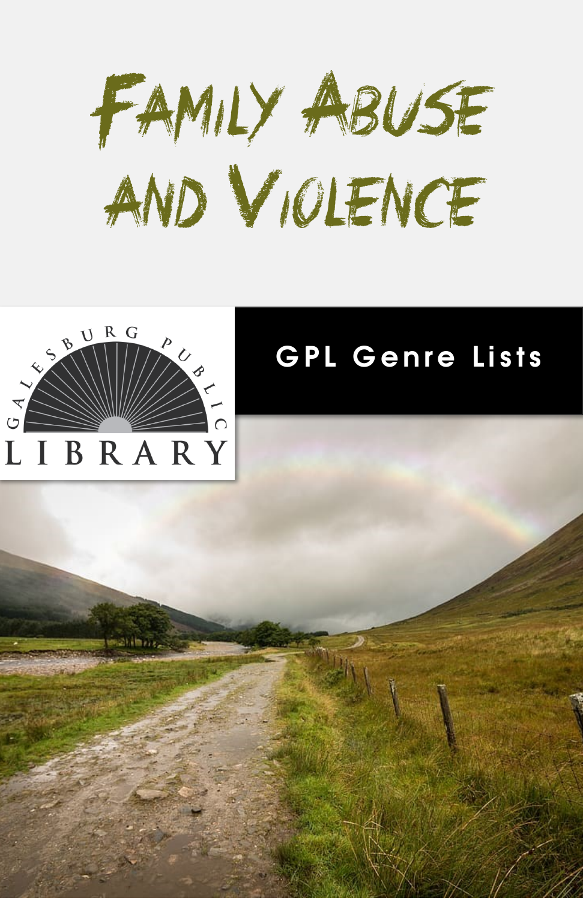# Family Abuse and Violence

GALESBURG PUBLIC LIBRARY

GPL Genre Lists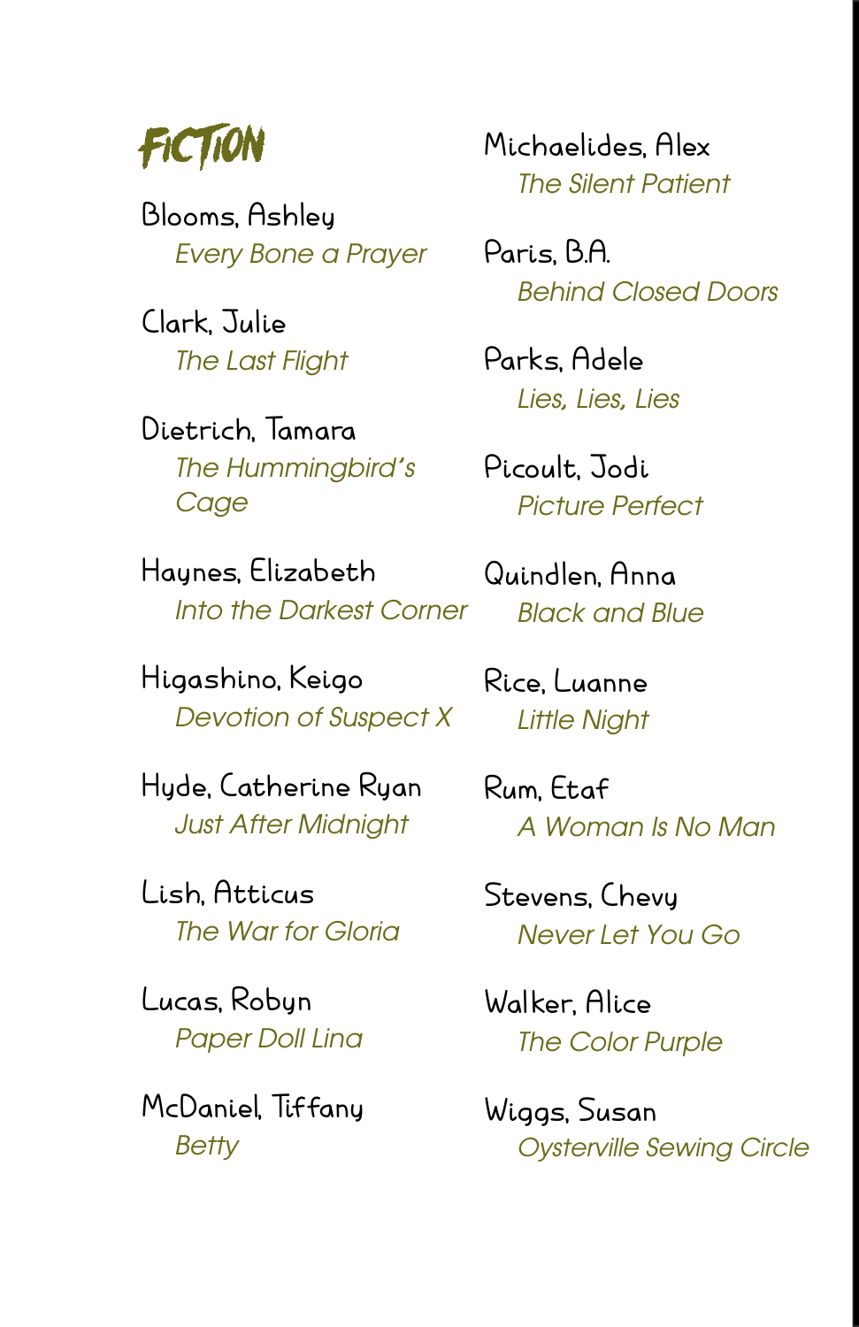# FICTION

Blooms, Ashley
*Every Bone a Prayer*

Clark, Julie
*The Last Flight*

Dietrich, Tamara
*The Hummingbird's Cage*

Haynes, Elizabeth
*Into the Darkest Corner*

Higashino, Keigo
*Devotion of Suspect X*

Hyde, Catherine Ryan
*Just After Midnight*

Lish, Atticus
*The War for Gloria*

Lucas, Robyn
*Paper Doll Lina*

McDaniel, Tiffany
*Betty*

Michaelides, Alex
*The Silent Patient*

Paris, B.A.
*Behind Closed Doors*

Parks, Adele
*Lies, Lies, Lies*

Picoult, Jodi
*Picture Perfect*

Quindlen, Anna
*Black and Blue*

Rice, Luanne
*Little Night*

Rum, Etaf
*A Woman Is No Man*

Stevens, Chevy
*Never Let You Go*

Walker, Alice
*The Color Purple*

Wiggs, Susan
*Oysterville Sewing Circle*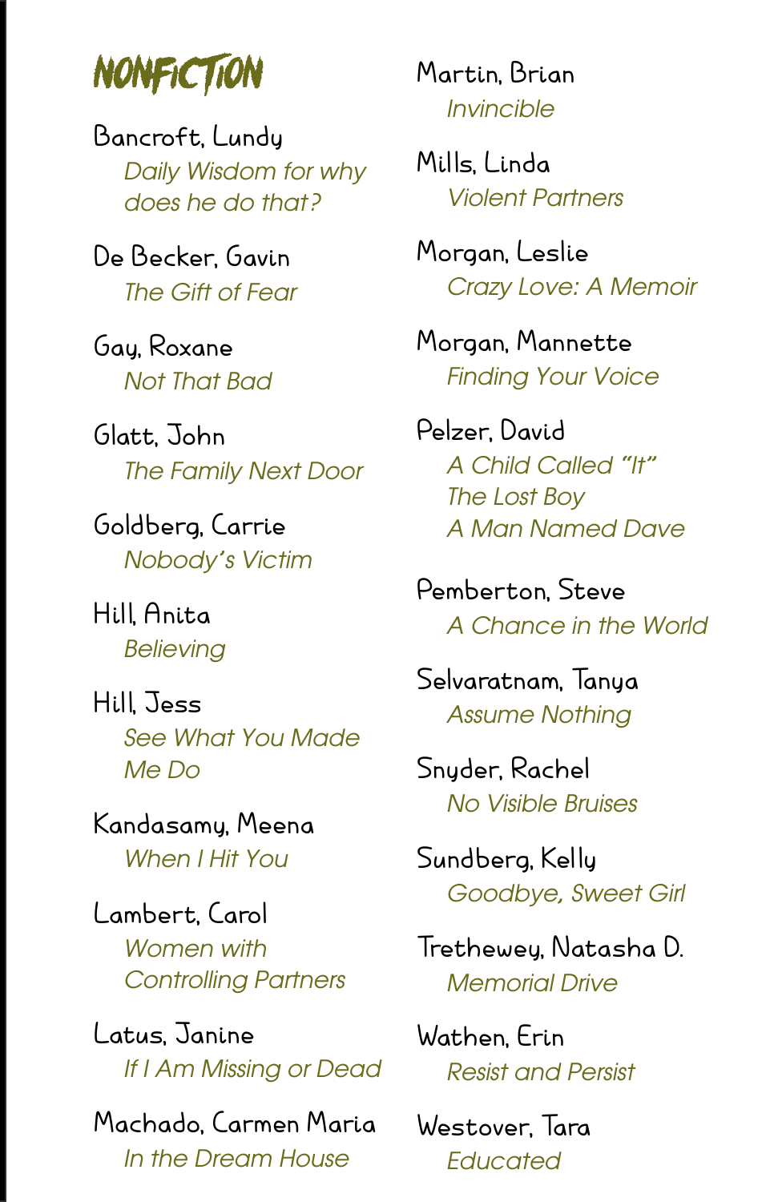# NONFICTION

Bancroft, Lundy
*Daily Wisdom for why does he do that?*

De Becker, Gavin
*The Gift of Fear*

Gay, Roxane
*Not That Bad*

Glatt, John
*The Family Next Door*

Goldberg, Carrie
*Nobody's Victim*

Hill, Anita
*Believing*

Hill, Jess
*See What You Made Me Do*

Kandasamy, Meena
*When I Hit You*

Lambert, Carol
*Women with Controlling Partners*

Latus, Janine
*If I Am Missing or Dead*

Machado, Carmen Maria
*In the Dream House*

Martin, Brian
*Invincible*

Mills, Linda
*Violent Partners*

Morgan, Leslie
*Crazy Love: A Memoir*

Morgan, Mannette
*Finding Your Voice*

Pelzer, David
*A Child Called "It"*
*The Lost Boy*
*A Man Named Dave*

Pemberton, Steve
*A Chance in the World*

Selvaratnam, Tanya
*Assume Nothing*

Snyder, Rachel
*No Visible Bruises*

Sundberg, Kelly
*Goodbye, Sweet Girl*

Trethewey, Natasha D.
*Memorial Drive*

Wathen, Erin
*Resist and Persist*

Westover, Tara
*Educated*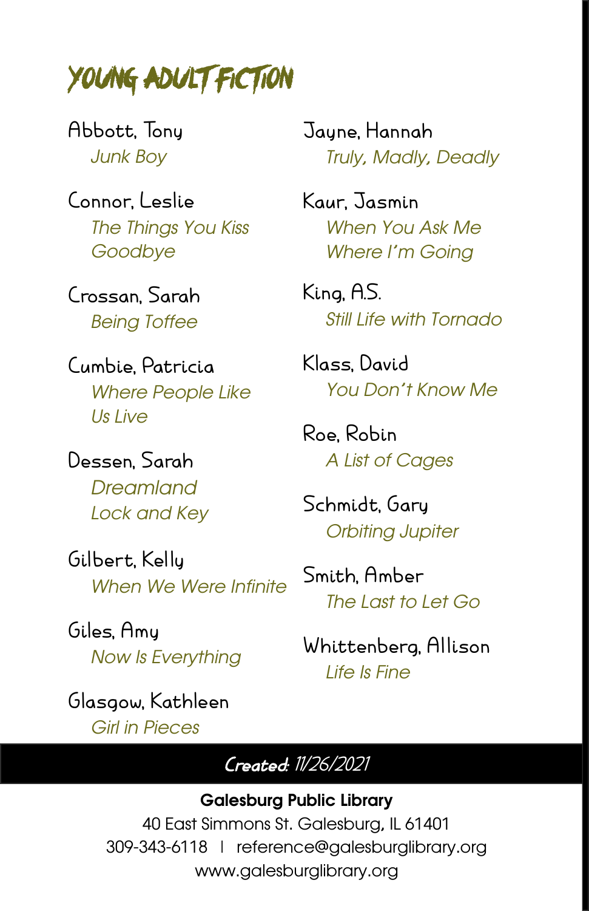# YOUNG ADULT FICTION

Abbott, Tony
*Junk Boy*

Connor, Leslie
*The Things You Kiss Goodbye*

Crossan, Sarah
*Being Toffee*

Cumbie, Patricia
*Where People Like Us Live*

Dessen, Sarah
*Dreamland*
*Lock and Key*

Gilbert, Kelly
*When We Were Infinite*

Giles, Amy
*Now Is Everything*

Glasgow, Kathleen
*Girl in Pieces*

Jayne, Hannah
*Truly, Madly, Deadly*

Kaur, Jasmin
*When You Ask Me Where I'm Going*

King, A.S.
*Still Life with Tornado*

Klass, David
*You Don't Know Me*

Roe, Robin
*A List of Cages*

Schmidt, Gary
*Orbiting Jupiter*

Smith, Amber
*The Last to Let Go*

Whittenberg, Allison
*Life Is Fine*

**Created:** 11/26/2021

**Galesburg Public Library**
40 East Simmons St. Galesburg, IL 61401
309-343-6118 | reference@galesburglibrary.org
www.galesburglibrary.org